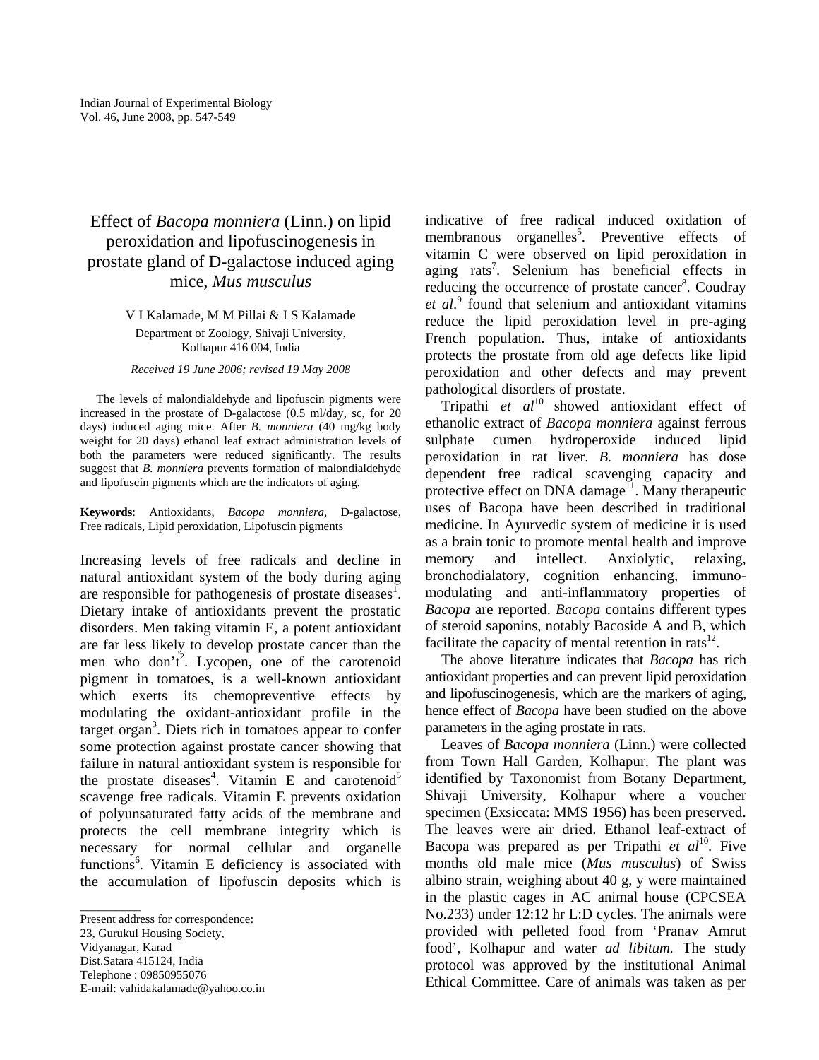# Effect of *Bacopa monniera* (Linn.) on lipid peroxidation and lipofuscinogenesis in prostate gland of D-galactose induced aging mice, *Mus musculus*

V I Kalamade, M M Pillai & I S Kalamade

Department of Zoology, Shivaji University, Kolhapur 416 004, India

*Received 19 June 2006; revised 19 May 2008*

The levels of malondialdehyde and lipofuscin pigments were increased in the prostate of D-galactose (0.5 ml/day, sc, for 20 days) induced aging mice. After *B. monniera* (40 mg/kg body weight for 20 days) ethanol leaf extract administration levels of both the parameters were reduced significantly. The results suggest that *B. monniera* prevents formation of malondialdehyde and lipofuscin pigments which are the indicators of aging.

**Keywords**: Antioxidants, *Bacopa monniera*, D-galactose, Free radicals, Lipid peroxidation, Lipofuscin pigments

Increasing levels of free radicals and decline in natural antioxidant system of the body during aging are responsible for pathogenesis of prostate diseases[1]. Dietary intake of antioxidants prevent the prostatic disorders. Men taking vitamin E, a potent antioxidant are far less likely to develop prostate cancer than the men who don't[2]. Lycopen, one of the carotenoid pigment in tomatoes, is a well-known antioxidant which exerts its chemopreventive effects by modulating the oxidant-antioxidant profile in the target organ[3]. Diets rich in tomatoes appear to confer some protection against prostate cancer showing that failure in natural antioxidant system is responsible for the prostate diseases[4]. Vitamin E and carotenoid[5] scavenge free radicals. Vitamin E prevents oxidation of polyunsaturated fatty acids of the membrane and protects the cell membrane integrity which is necessary for normal cellular and organelle functions[6]. Vitamin E deficiency is associated with the accumulation of lipofuscin deposits which is indicative of free radical induced oxidation of membranous organelles[5]. Preventive effects of vitamin C were observed on lipid peroxidation in aging rats[7]. Selenium has beneficial effects in reducing the occurrence of prostate cancer[8]. Coudray *et al*.[9] found that selenium and antioxidant vitamins reduce the lipid peroxidation level in pre-aging French population. Thus, intake of antioxidants protects the prostate from old age defects like lipid peroxidation and other defects and may prevent pathological disorders of prostate.

Tripathi *et al*[10] showed antioxidant effect of ethanolic extract of *Bacopa monniera* against ferrous sulphate cumen hydroperoxide induced lipid peroxidation in rat liver. *B. monniera* has dose dependent free radical scavenging capacity and protective effect on DNA damage[11]. Many therapeutic uses of Bacopa have been described in traditional medicine. In Ayurvedic system of medicine it is used as a brain tonic to promote mental health and improve memory and intellect. Anxiolytic, relaxing, bronchodialatory, cognition enhancing, immuno-modulating and anti-inflammatory properties of *Bacopa* are reported. *Bacopa* contains different types of steroid saponins, notably Bacoside A and B, which facilitate the capacity of mental retention in rats[12].

The above literature indicates that *Bacopa* has rich antioxidant properties and can prevent lipid peroxidation and lipofuscinogenesis, which are the markers of aging, hence effect of *Bacopa* have been studied on the above parameters in the aging prostate in rats.

Leaves of *Bacopa monniera* (Linn.) were collected from Town Hall Garden, Kolhapur. The plant was identified by Taxonomist from Botany Department, Shivaji University, Kolhapur where a voucher specimen (Exsiccata: MMS 1956) has been preserved. The leaves were air dried. Ethanol leaf-extract of Bacopa was prepared as per Tripathi *et al*[10]. Five months old male mice (*Mus musculus*) of Swiss albino strain, weighing about 40 g, y were maintained in the plastic cages in AC animal house (CPCSEA No.233) under 12:12 hr L:D cycles. The animals were provided with pelleted food from 'Pranav Amrut food', Kolhapur and water *ad libitum.* The study protocol was approved by the institutional Animal Ethical Committee. Care of animals was taken as per

---

Present address for correspondence:
23, Gurukul Housing Society,
Vidyanagar, Karad
Dist.Satara 415124, India
Telephone : 09850955076
E-mail: vahidakalamade@yahoo.co.in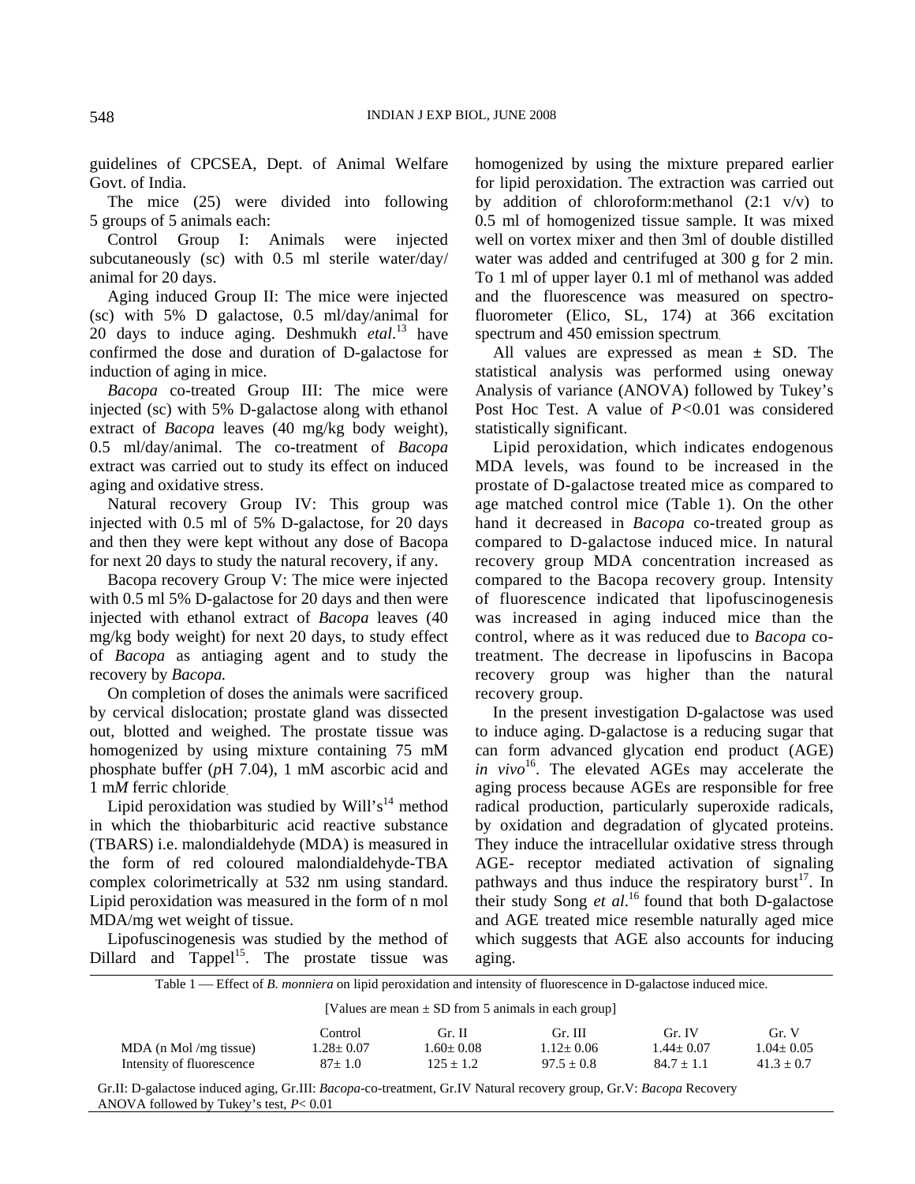guidelines of CPCSEA, Dept. of Animal Welfare Govt. of India.

The mice (25) were divided into following 5 groups of 5 animals each:

Control Group I: Animals were injected subcutaneously (sc) with 0.5 ml sterile water/day/ animal for 20 days.

Aging induced Group II: The mice were injected (sc) with 5% D galactose, 0.5 ml/day/animal for 20 days to induce aging. Deshmukh *etal*.[13] have confirmed the dose and duration of D-galactose for induction of aging in mice.

*Bacopa* co-treated Group III: The mice were injected (sc) with 5% D-galactose along with ethanol extract of *Bacopa* leaves (40 mg/kg body weight), 0.5 ml/day/animal. The co-treatment of *Bacopa* extract was carried out to study its effect on induced aging and oxidative stress.

Natural recovery Group IV: This group was injected with 0.5 ml of 5% D-galactose, for 20 days and then they were kept without any dose of Bacopa for next 20 days to study the natural recovery, if any.

Bacopa recovery Group V: The mice were injected with 0.5 ml 5% D-galactose for 20 days and then were injected with ethanol extract of *Bacopa* leaves (40 mg/kg body weight) for next 20 days, to study effect of *Bacopa* as antiaging agent and to study the recovery by *Bacopa.*

On completion of doses the animals were sacrificed by cervical dislocation; prostate gland was dissected out, blotted and weighed. The prostate tissue was homogenized by using mixture containing 75 mM phosphate buffer (*p*H 7.04), 1 mM ascorbic acid and 1 m*M* ferric chloride.

Lipid peroxidation was studied by Will's[14] method in which the thiobarbituric acid reactive substance (TBARS) i.e. malondialdehyde (MDA) is measured in the form of red coloured malondialdehyde-TBA complex colorimetrically at 532 nm using standard. Lipid peroxidation was measured in the form of n mol MDA/mg wet weight of tissue.

Lipofuscinogenesis was studied by the method of Dillard and Tappel[15]. The prostate tissue was homogenized by using the mixture prepared earlier for lipid peroxidation. The extraction was carried out by addition of chloroform:methanol (2:1 v/v) to 0.5 ml of homogenized tissue sample. It was mixed well on vortex mixer and then 3ml of double distilled water was added and centrifuged at 300 g for 2 min. To 1 ml of upper layer 0.1 ml of methanol was added and the fluorescence was measured on spectro-fluorometer (Elico, SL, 174) at 366 excitation spectrum and 450 emission spectrum.

All values are expressed as mean ± SD. The statistical analysis was performed using oneway Analysis of variance (ANOVA) followed by Tukey's Post Hoc Test. A value of $P<0.01$ was considered statistically significant.

Lipid peroxidation, which indicates endogenous MDA levels, was found to be increased in the prostate of D-galactose treated mice as compared to age matched control mice (Table 1). On the other hand it decreased in *Bacopa* co-treated group as compared to D-galactose induced mice. In natural recovery group MDA concentration increased as compared to the Bacopa recovery group. Intensity of fluorescence indicated that lipofuscinogenesis was increased in aging induced mice than the control, where as it was reduced due to *Bacopa* co-treatment. The decrease in lipofuscins in Bacopa recovery group was higher than the natural recovery group.

In the present investigation D-galactose was used to induce aging. D-galactose is a reducing sugar that can form advanced glycation end product (AGE) *in vivo*[16]. The elevated AGEs may accelerate the aging process because AGEs are responsible for free radical production, particularly superoxide radicals, by oxidation and degradation of glycated proteins. They induce the intracellular oxidative stress through AGE- receptor mediated activation of signaling pathways and thus induce the respiratory burst[17]. In their study Song *et al*.[16] found that both D-galactose and AGE treated mice resemble naturally aged mice which suggests that AGE also accounts for inducing aging.

Table 1 — Effect of *B. monniera* on lipid peroxidation and intensity of fluorescence in D-galactose induced mice.

[Values are mean ± SD from 5 animals in each group]

| | Control | Gr. II | Gr. III | Gr. IV | Gr. V |
|---|---|---|---|---|---|
| MDA (n Mol /mg tissue) | 1.28± 0.07 | 1.60± 0.08 | 1.12± 0.06 | 1.44± 0.07 | 1.04± 0.05 |
| Intensity of fluorescence | 87± 1.0 | 125 ± 1.2 | 97.5 ± 0.8 | 84.7 ± 1.1 | 41.3 ± 0.7 |

Gr.II: D-galactose induced aging, Gr.III: *Bacopa*-co-treatment, Gr.IV Natural recovery group, Gr.V: *Bacopa* Recovery
ANOVA followed by Tukey's test, $P< 0.01$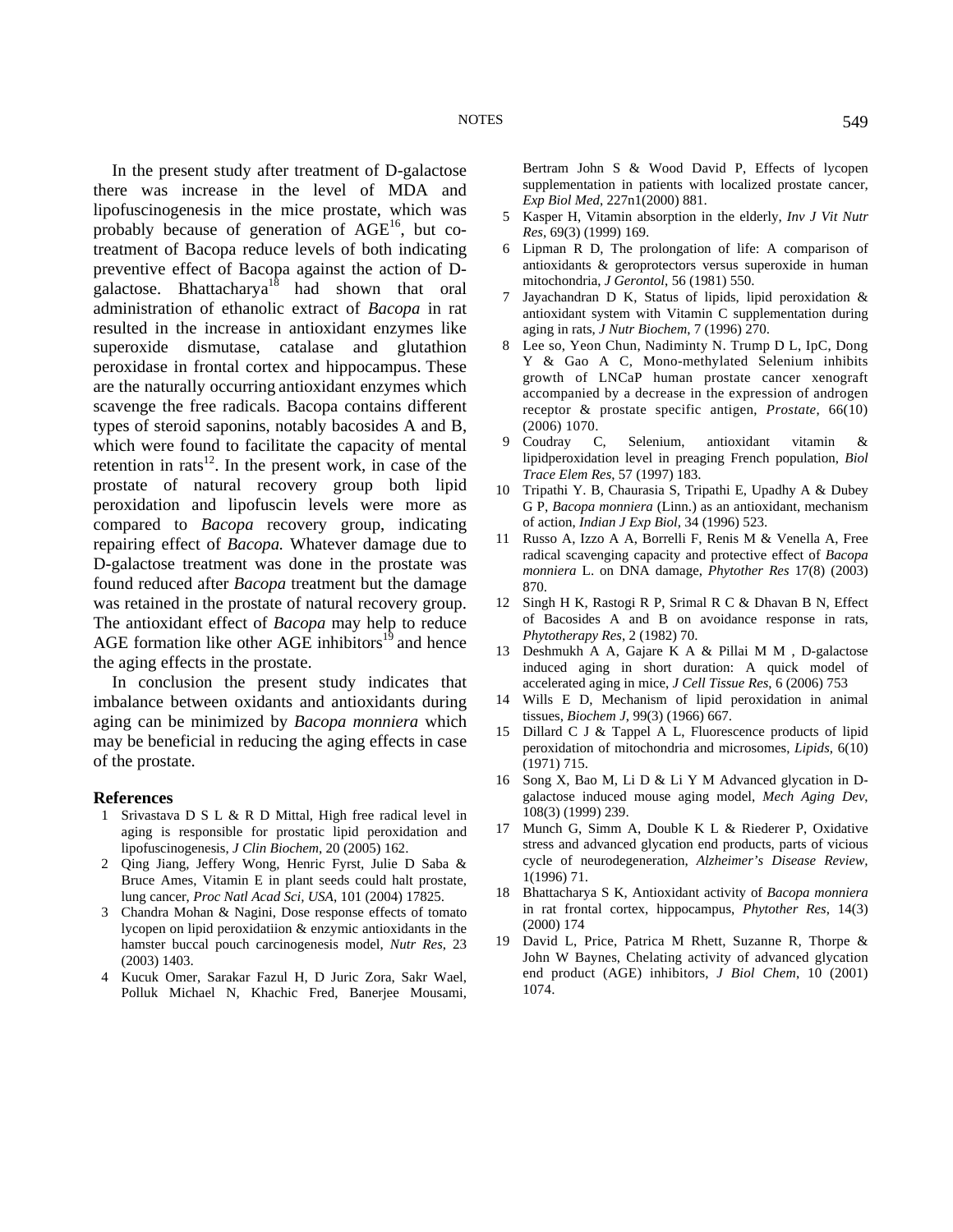In the present study after treatment of D-galactose there was increase in the level of MDA and lipofuscinogenesis in the mice prostate, which was probably because of generation of AGE[16], but co-treatment of Bacopa reduce levels of both indicating preventive effect of Bacopa against the action of D-galactose. Bhattacharya[18] had shown that oral administration of ethanolic extract of *Bacopa* in rat resulted in the increase in antioxidant enzymes like superoxide dismutase, catalase and glutathion peroxidase in frontal cortex and hippocampus. These are the naturally occurring antioxidant enzymes which scavenge the free radicals. Bacopa contains different types of steroid saponins, notably bacosides A and B, which were found to facilitate the capacity of mental retention in rats[12]. In the present work, in case of the prostate of natural recovery group both lipid peroxidation and lipofuscin levels were more as compared to *Bacopa* recovery group, indicating repairing effect of *Bacopa.* Whatever damage due to D-galactose treatment was done in the prostate was found reduced after *Bacopa* treatment but the damage was retained in the prostate of natural recovery group. The antioxidant effect of *Bacopa* may help to reduce AGE formation like other AGE inhibitors[19] and hence the aging effects in the prostate.

In conclusion the present study indicates that imbalance between oxidants and antioxidants during aging can be minimized by *Bacopa monniera* which may be beneficial in reducing the aging effects in case of the prostate.

## References

1. Srivastava D S L & R D Mittal, High free radical level in aging is responsible for prostatic lipid peroxidation and lipofuscinogenesis, *J Clin Biochem*, 20 (2005) 162.
2. Qing Jiang, Jeffery Wong, Henric Fyrst, Julie D Saba & Bruce Ames, Vitamin E in plant seeds could halt prostate, lung cancer, *Proc Natl Acad Sci, USA*, 101 (2004) 17825.
3. Chandra Mohan & Nagini, Dose response effects of tomato lycopen on lipid peroxidatiion & enzymic antioxidants in the hamster buccal pouch carcinogenesis model, *Nutr Res*, 23 (2003) 1403.
4. Kucuk Omer, Sarakar Fazul H, D Juric Zora, Sakr Wael, Polluk Michael N, Khachic Fred, Banerjee Mousami, Bertram John S & Wood David P, Effects of lycopen supplementation in patients with localized prostate cancer, *Exp Biol Med*, 227n1(2000) 881.
5. Kasper H, Vitamin absorption in the elderly, *Inv J Vit Nutr Res*, 69(3) (1999) 169.
6. Lipman R D, The prolongation of life: A comparison of antioxidants & geroprotectors versus superoxide in human mitochondria, *J Gerontol*, 56 (1981) 550.
7. Jayachandran D K, Status of lipids, lipid peroxidation & antioxidant system with Vitamin C supplementation during aging in rats, *J Nutr Biochem*, 7 (1996) 270.
8. Lee so, Yeon Chun, Nadiminty N. Trump D L, IpC, Dong Y & Gao A C, Mono-methylated Selenium inhibits growth of LNCaP human prostate cancer xenograft accompanied by a decrease in the expression of androgen receptor & prostate specific antigen, *Prostate*, 66(10) (2006) 1070.
9. Coudray C, Selenium, antioxidant vitamin & lipidperoxidation level in preaging French population, *Biol Trace Elem Res*, 57 (1997) 183.
10. Tripathi Y. B, Chaurasia S, Tripathi E, Upadhy A & Dubey G P, *Bacopa monniera* (Linn.) as an antioxidant, mechanism of action, *Indian J Exp Biol*, 34 (1996) 523.
11. Russo A, Izzo A A, Borrelli F, Renis M & Venella A, Free radical scavenging capacity and protective effect of *Bacopa monniera* L. on DNA damage, *Phytother Res* 17(8) (2003) 870.
12. Singh H K, Rastogi R P, Srimal R C & Dhavan B N, Effect of Bacosides A and B on avoidance response in rats, *Phytotherapy Res*, 2 (1982) 70.
13. Deshmukh A A, Gajare K A & Pillai M M , D-galactose induced aging in short duration: A quick model of accelerated aging in mice, *J Cell Tissue Res*, 6 (2006) 753
14. Wills E D, Mechanism of lipid peroxidation in animal tissues, *Biochem J*, 99(3) (1966) 667.
15. Dillard C J & Tappel A L, Fluorescence products of lipid peroxidation of mitochondria and microsomes, *Lipids*, 6(10) (1971) 715.
16. Song X, Bao M, Li D & Li Y M Advanced glycation in D-galactose induced mouse aging model, *Mech Aging Dev*, 108(3) (1999) 239.
17. Munch G, Simm A, Double K L & Riederer P, Oxidative stress and advanced glycation end products, parts of vicious cycle of neurodegeneration, *Alzheimer's Disease Review*, 1(1996) 71.
18. Bhattacharya S K, Antioxidant activity of *Bacopa monniera* in rat frontal cortex, hippocampus, *Phytother Res*, 14(3) (2000) 174
19. David L, Price, Patrica M Rhett, Suzanne R, Thorpe & John W Baynes, Chelating activity of advanced glycation end product (AGE) inhibitors, *J Biol Chem*, 10 (2001) 1074.